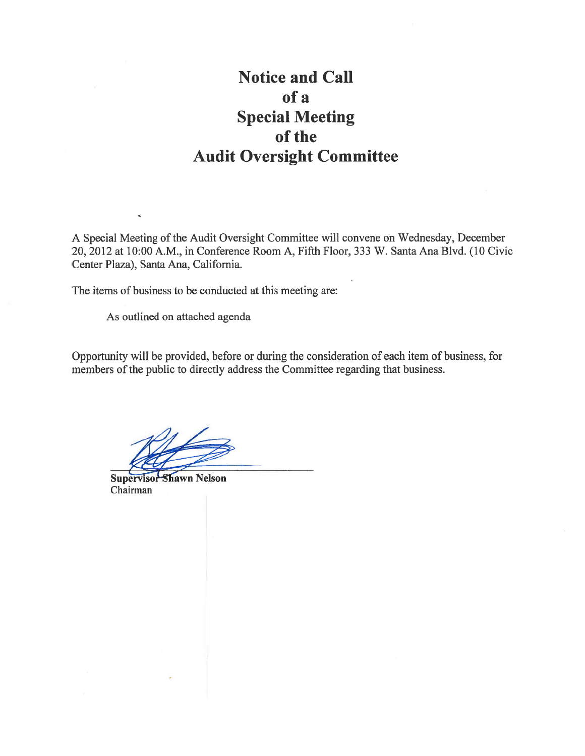# Notice and Call of a Special Meeting of the Audit Oversight Committee

A Special Meeting of the Audit Oversight Committee will convene on Wednesday, December 20, 2012 at 10:00 A.M., in Conference Room A, Fifth Floor, 333 W. Santa Ana Blvd. (10 Civic Center Plaza), Santa Ana, California.

The items of business to be conducted at this meeting are:

As outlined on attached agenda

Opportunity will be provided, before or during the consideration of each item of business, for members of the public to directly address the Committee regarding that business.

**Supervisor Shawn Nelson**
Chairman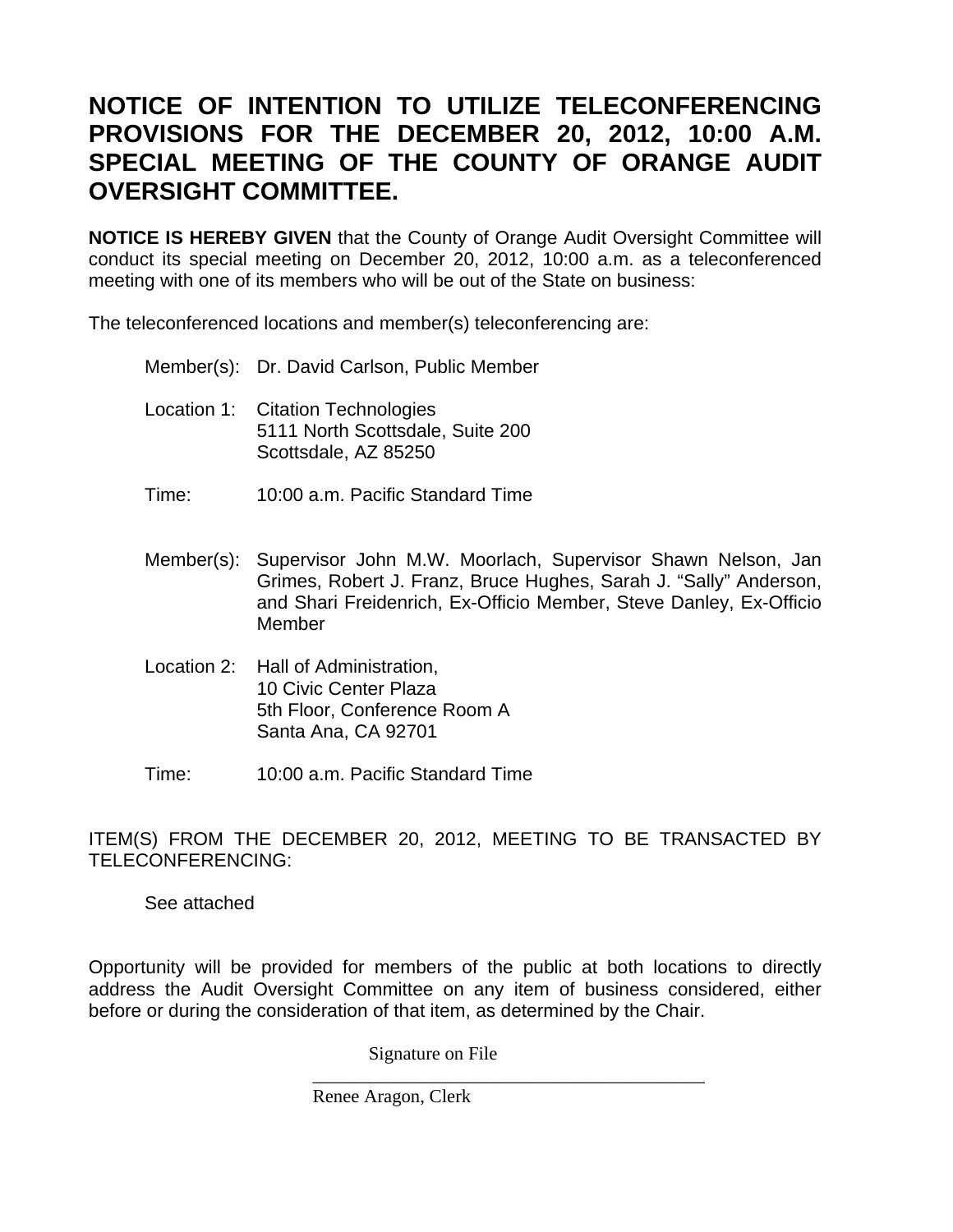# NOTICE OF INTENTION TO UTILIZE TELECONFERENCING PROVISIONS FOR THE DECEMBER 20, 2012, 10:00 A.M. SPECIAL MEETING OF THE COUNTY OF ORANGE AUDIT OVERSIGHT COMMITTEE.

**NOTICE IS HEREBY GIVEN** that the County of Orange Audit Oversight Committee will conduct its special meeting on December 20, 2012, 10:00 a.m. as a teleconferenced meeting with one of its members who will be out of the State on business:

The teleconferenced locations and member(s) teleconferencing are:

Member(s): Dr. David Carlson, Public Member

Location 1: Citation Technologies
5111 North Scottsdale, Suite 200
Scottsdale, AZ 85250

Time: 10:00 a.m. Pacific Standard Time

Member(s): Supervisor John M.W. Moorlach, Supervisor Shawn Nelson, Jan Grimes, Robert J. Franz, Bruce Hughes, Sarah J. "Sally" Anderson, and Shari Freidenrich, Ex-Officio Member, Steve Danley, Ex-Officio Member

Location 2: Hall of Administration,
10 Civic Center Plaza
5th Floor, Conference Room A
Santa Ana, CA 92701

Time: 10:00 a.m. Pacific Standard Time

ITEM(S) FROM THE DECEMBER 20, 2012, MEETING TO BE TRANSACTED BY TELECONFERENCING:

See attached

Opportunity will be provided for members of the public at both locations to directly address the Audit Oversight Committee on any item of business considered, either before or during the consideration of that item, as determined by the Chair.

Signature on File

___________________________________________

Renee Aragon, Clerk